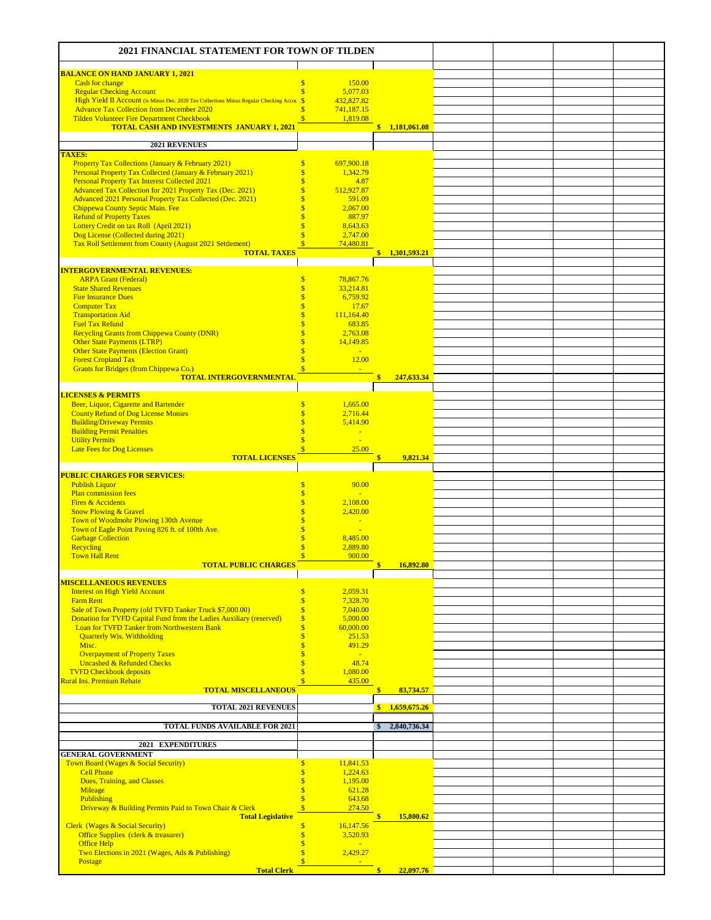# 2021 FINANCIAL STATEMENT FOR TOWN OF TILDEN

| Item | Amount | Total |
|---|---|---|
| **BALANCE ON HAND JANUARY 1, 2021** | | |
| Cash for change | $ 150.00 | |
| Regular Checking Account | $ 5,077.03 | |
| High Yield II Account (is Minus Dec. 2020 Tax Collections Minus Regular Checking Accou | $ 432,827.82 | |
| Advance Tax Collection from December 2020 | $ 741,187.15 | |
| Tilden Volunteer Fire Department Checkbook | $ 1,819.08 | |
| **TOTAL CASH AND INVESTMENTS JANUARY 1, 2021** | | **$ 1,181,061.08** |
| | | |
| **2021 REVENUES** | | |
| **TAXES:** | | |
| Property Tax Collections (January & February 2021) | $ 697,900.18 | |
| Personal Property Tax Collected (January & February 2021) | $ 1,342.79 | |
| Personal Property Tax Interest Collected 2021 | $ 4.87 | |
| Advanced Tax Collection for 2021 Property Tax (Dec. 2021) | $ 512,927.87 | |
| Advanced 2021 Personal Property Tax Collected (Dec. 2021) | $ 591.09 | |
| Chippewa County Septic Main. Fee | $ 2,067.00 | |
| Refund of Property Taxes | $ 887.97 | |
| Lottery Credit on tax Roll (April 2021) | $ 8,643.63 | |
| Dog License (Collected during 2021) | $ 2,747.00 | |
| Tax Roll Settlement from County (August 2021 Settlement) | $ 74,480.81 | |
| **TOTAL TAXES** | | **$ 1,301,593.21** |
| | | |
| **INTERGOVERNMENTAL REVENUES:** | | |
| ARPA Grant (Federal) | $ 78,867.76 | |
| State Shared Revenues | $ 33,214.81 | |
| Fire Insurance Dues | $ 6,759.92 | |
| Computer Tax | $ 17.67 | |
| Transportation Aid | $ 111,164.40 | |
| Fuel Tax Refund | $ 683.85 | |
| Recycling Grants from Chippewa County (DNR) | $ 2,763.08 | |
| Other State Payments (LTRP) | $ 14,149.85 | |
| Other State Payments (Election Grant) | $ - | |
| Forest Cropland Tax | $ 12.00 | |
| Grants for Bridges (from Chippewa Co.) | $ - | |
| **TOTAL INTERGOVERNMENTAL** | | **$ 247,633.34** |
| | | |
| **LICENSES & PERMITS** | | |
| Beer, Liquor, Cigarette and Bartender | $ 1,665.00 | |
| County Refund of Dog License Monies | $ 2,716.44 | |
| Building/Driveway Permits | $ 5,414.90 | |
| Building Permit Penalties | $ - | |
| Utility Permits | $ - | |
| Late Fees for Dog Licenses | $ 25.00 | |
| **TOTAL LICENSES** | | **$ 9,821.34** |
| | | |
| **PUBLIC CHARGES FOR SERVICES:** | | |
| Publish Liquor | $ 90.00 | |
| Plan commission fees | $ - | |
| Fires & Accidents | $ 2,108.00 | |
| Snow Plowing & Gravel | $ 2,420.00 | |
| Town of Woodmohr Plowing 130th Avenue | $ - | |
| Town of Eagle Point Paving 826 ft. of 100th Ave. | $ - | |
| Garbage Collection | $ 8,485.00 | |
| Recycling | $ 2,889.80 | |
| Town Hall Rent | $ 900.00 | |
| **TOTAL PUBLIC CHARGES** | | **$ 16,892.80** |
| | | |
| **MISCELLANEOUS REVENUES** | | |
| Interest on High Yield Account | $ 2,059.31 | |
| Farm Rent | $ 7,328.70 | |
| Sale of Town Property (old TVFD Tanker Truck $7,000.00) | $ 7,040.00 | |
| Donation for TVFD Capital Fund from the Ladies Auxiliary (reserved) | $ 5,000.00 | |
| Loan for TVFD Tanker from Northwestern Bank | $ 60,000.00 | |
| Quarterly Wis. Withholding | $ 251.53 | |
| Misc. | $ 491.29 | |
| Overpayment of Property Taxes | $ - | |
| Uncashed & Refunded Checks | $ 48.74 | |
| TVFD Checkbook deposits | $ 1,080.00 | |
| Rural Ins. Premium Rebate | $ 435.00 | |
| **TOTAL MISCELLANEOUS** | | **$ 83,734.57** |
| | | |
| **TOTAL 2021 REVENUES** | | **$ 1,659,675.26** |
| | | |
| **TOTAL FUNDS AVAILABLE FOR 2021** | | **$ 2,840,736.34** |
| | | |
| **2021 EXPENDITURES** | | |
| **GENERAL GOVERNMENT** | | |
| Town Board (Wages & Social Security) | $ 11,841.53 | |
| Cell Phone | $ 1,224.63 | |
| Dues, Training, and Classes | $ 1,195.00 | |
| Mileage | $ 621.28 | |
| Publishing | $ 643.68 | |
| Driveway & Building Permits Paid to Town Chair & Clerk | $ 274.50 | |
| **Total Legislative** | | **$ 15,800.62** |
| Clerk (Wages & Social Security) | $ 16,147.56 | |
| Office Supplies (clerk & treasurer) | $ 3,520.93 | |
| Office Help | $ - | |
| Two Elections in 2021 (Wages, Ads & Publishing) | $ 2,429.27 | |
| Postage | $ - | |
| **Total Clerk** | | **$ 22,097.76** |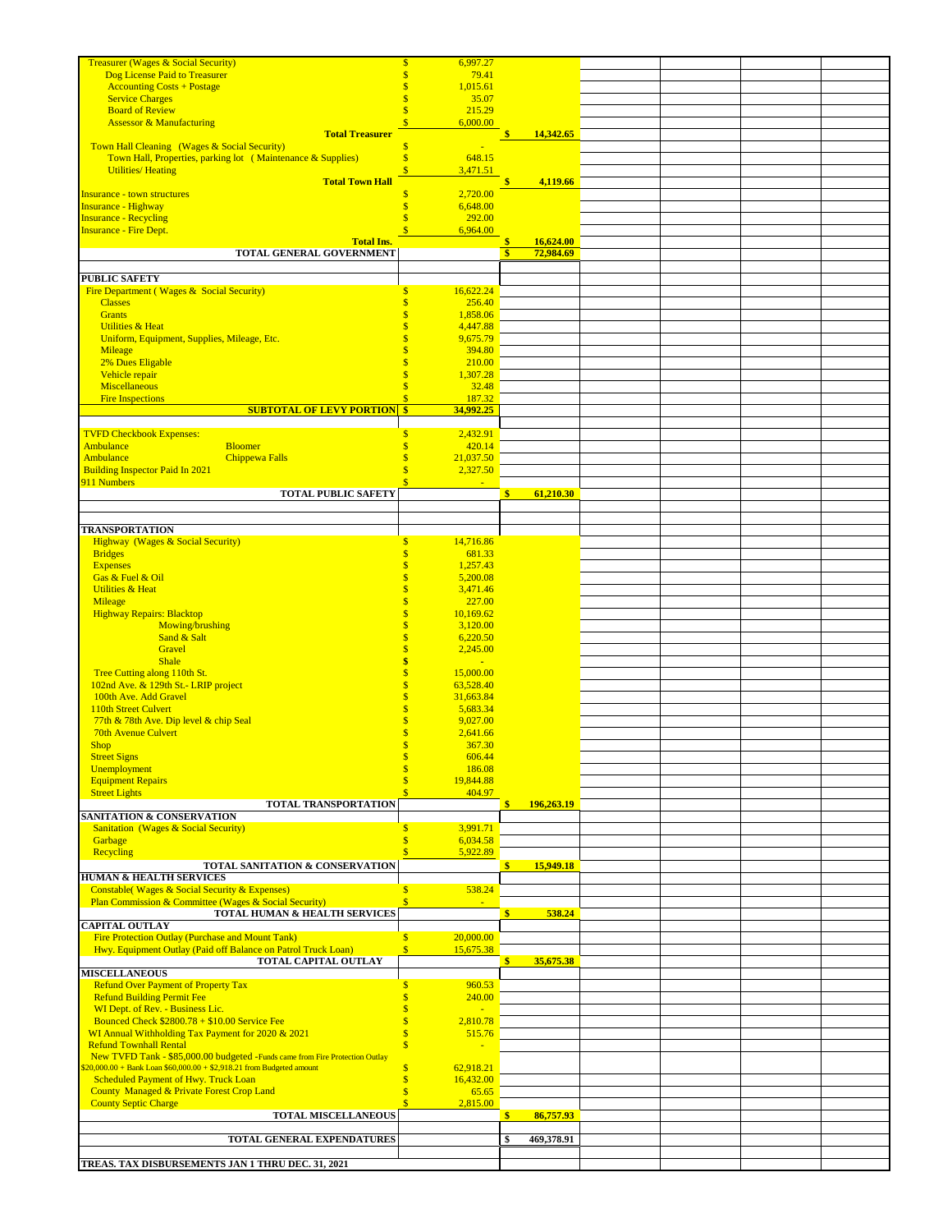| Description | | Amount | Total | | | | |
|---|---|---|---|---|---|---|---|
| Treasurer (Wages & Social Security) | | $ 6,997.27 | | | | | |
| Dog License Paid to Treasurer | | $ 79.41 | | | | | |
| Accounting Costs + Postage | | $ 1,015.61 | | | | | |
| Service Charges | | $ 35.07 | | | | | |
| Board of Review | | $ 215.29 | | | | | |
| Assessor & Manufacturing | | $ 6,000.00 | | | | | |
| **Total Treasurer** | | | $ 14,342.65 | | | | |
| Town Hall Cleaning (Wages & Social Security) | | $ - | | | | | |
| Town Hall, Properties, parking lot (Maintenance & Supplies) | | $ 648.15 | | | | | |
| Utilities/ Heating | | $ 3,471.51 | | | | | |
| **Total Town Hall** | | | $ 4,119.66 | | | | |
| Insurance - town structures | | $ 2,720.00 | | | | | |
| Insurance - Highway | | $ 6,648.00 | | | | | |
| Insurance - Recycling | | $ 292.00 | | | | | |
| Insurance - Fire Dept. | | $ 6,964.00 | | | | | |
| **Total Ins.** | | | $ 16,624.00 | | | | |
| **TOTAL GENERAL GOVERNMENT** | | | $ 72,984.69 | | | | |
| | | | | | | | |
| **PUBLIC SAFETY** | | | | | | | |
| Fire Department ( Wages & Social Security) | | $ 16,622.24 | | | | | |
| Classes | | $ 256.40 | | | | | |
| Grants | | $ 1,858.06 | | | | | |
| Utilities & Heat | | $ 4,447.88 | | | | | |
| Uniform, Equipment, Supplies, Mileage, Etc. | | $ 9,675.79 | | | | | |
| Mileage | | $ 394.80 | | | | | |
| 2% Dues Eligable | | $ 210.00 | | | | | |
| Vehicle repair | | $ 1,307.28 | | | | | |
| Miscellaneous | | $ 32.48 | | | | | |
| Fire Inspections | | $ 187.32 | | | | | |
| **SUBTOTAL OF LEVY PORTION** | | $ 34,992.25 | | | | | |
| | | | | | | | |
| TVFD Checkbook Expenses: | | $ 2,432.91 | | | | | |
| Ambulance | Bloomer | $ 420.14 | | | | | |
| Ambulance | Chippewa Falls | $ 21,037.50 | | | | | |
| Building Inspector Paid In 2021 | | $ 2,327.50 | | | | | |
| 911 Numbers | | $ - | | | | | |
| **TOTAL PUBLIC SAFETY** | | | $ 61,210.30 | | | | |
| | | | | | | | |
| **TRANSPORTATION** | | | | | | | |
| Highway (Wages & Social Security) | | $ 14,716.86 | | | | | |
| Bridges | | $ 681.33 | | | | | |
| Expenses | | $ 1,257.43 | | | | | |
| Gas & Fuel & Oil | | $ 5,200.08 | | | | | |
| Utilities & Heat | | $ 3,471.46 | | | | | |
| Mileage | | $ 227.00 | | | | | |
| Highway Repairs: Blacktop | | $ 10,169.62 | | | | | |
| Mowing/brushing | | $ 3,120.00 | | | | | |
| Sand & Salt | | $ 6,220.50 | | | | | |
| Gravel | | $ 2,245.00 | | | | | |
| Shale | | $ - | | | | | |
| Tree Cutting along 110th St. | | $ 15,000.00 | | | | | |
| 102nd Ave. & 129th St.- LRIP project | | $ 63,528.40 | | | | | |
| 100th Ave. Add Gravel | | $ 31,663.84 | | | | | |
| 110th Street Culvert | | $ 5,683.34 | | | | | |
| 77th & 78th Ave. Dip level & chip Seal | | $ 9,027.00 | | | | | |
| 70th Avenue Culvert | | $ 2,641.66 | | | | | |
| Shop | | $ 367.30 | | | | | |
| Street Signs | | $ 606.44 | | | | | |
| Unemployment | | $ 186.08 | | | | | |
| Equipment Repairs | | $ 19,844.88 | | | | | |
| Street Lights | | $ 404.97 | | | | | |
| **TOTAL TRANSPORTATION** | | | $ 196,263.19 | | | | |
| **SANITATION & CONSERVATION** | | | | | | | |
| Sanitation (Wages & Social Security) | | $ 3,991.71 | | | | | |
| Garbage | | $ 6,034.58 | | | | | |
| Recycling | | $ 5,922.89 | | | | | |
| **TOTAL SANITATION & CONSERVATION** | | | $ 15,949.18 | | | | |
| **HUMAN & HEALTH SERVICES** | | | | | | | |
| Constable( Wages & Social Security & Expenses) | | $ 538.24 | | | | | |
| Plan Commission & Committee (Wages & Social Security) | | $ - | | | | | |
| **TOTAL HUMAN & HEALTH SERVICES** | | | $ 538.24 | | | | |
| **CAPITAL OUTLAY** | | | | | | | |
| Fire Protection Outlay (Purchase and Mount Tank) | | $ 20,000.00 | | | | | |
| Hwy. Equipment Outlay (Paid off Balance on Patrol Truck Loan) | | $ 15,675.38 | | | | | |
| **TOTAL CAPITAL OUTLAY** | | | $ 35,675.38 | | | | |
| **MISCELLANEOUS** | | | | | | | |
| Refund Over Payment of Property Tax | | $ 960.53 | | | | | |
| Refund Building Permit Fee | | $ 240.00 | | | | | |
| WI Dept. of Rev. - Business Lic. | | $ - | | | | | |
| Bounced Check $2800.78 + $10.00 Service Fee | | $ 2,810.78 | | | | | |
| WI Annual Withholding Tax Payment for 2020 & 2021 | | $ 515.76 | | | | | |
| Refund Townhall Rental | | $ - | | | | | |
| New TVFD Tank - $85,000.00 budgeted -Funds came from Fire Protection Outlay $20,000.00 + Bank Loan $60,000.00 + $2,918.21 from Budgeted amount | | $ 62,918.21 | | | | | |
| Scheduled Payment of Hwy. Truck Loan | | $ 16,432.00 | | | | | |
| County Managed & Private Forest Crop Land | | $ 65.65 | | | | | |
| County Septic Charge | | $ 2,815.00 | | | | | |
| **TOTAL MISCELLANEOUS** | | | $ 86,757.93 | | | | |
| | | | | | | | |
| **TOTAL GENERAL EXPENDATURES** | | | $ 469,378.91 | | | | |
| | | | | | | | |
| **TREAS. TAX DISBURSEMENTS JAN 1 THRU DEC. 31, 2021** | | | | | | | |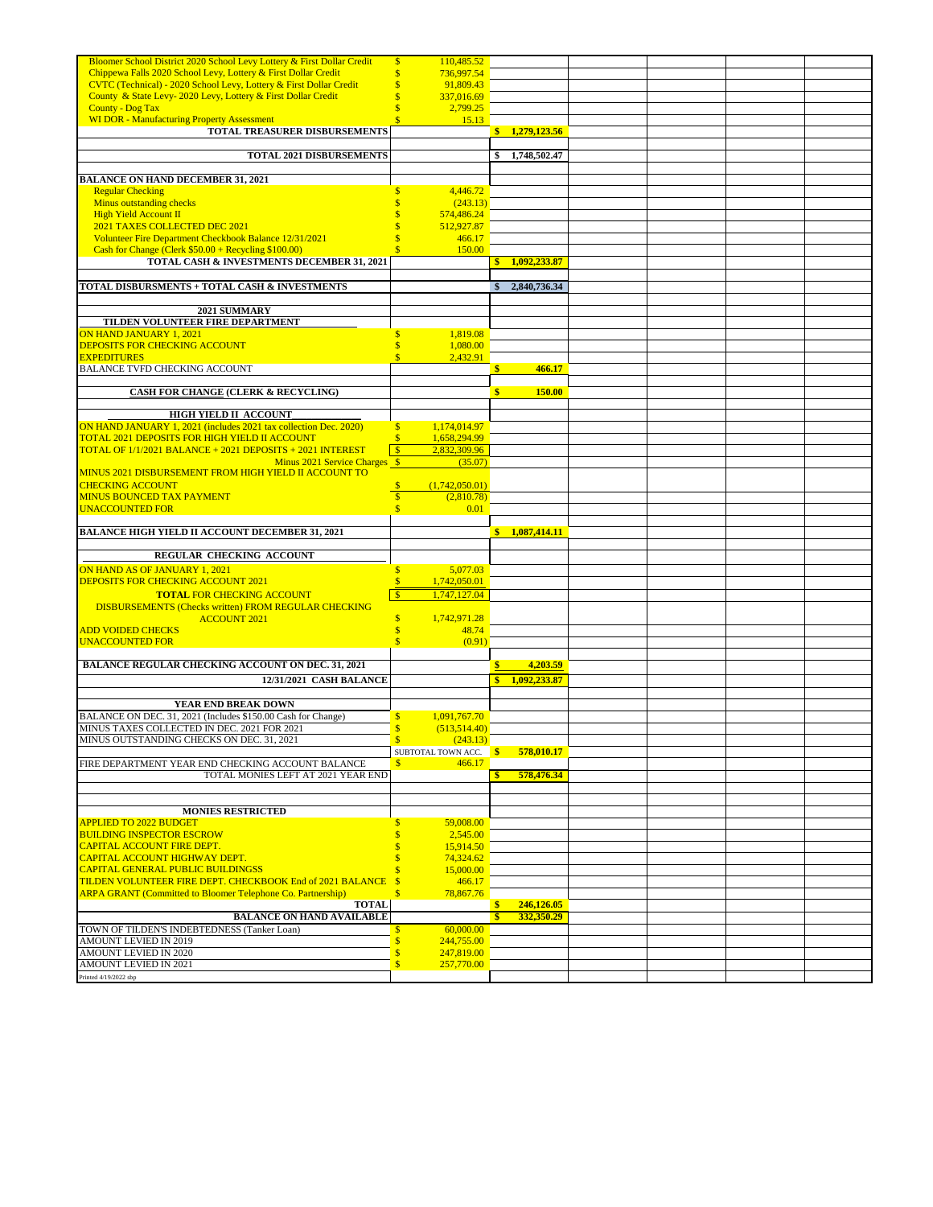| | | | | | | |
|---|---|---|---|---|---|---|
| Bloomer School District 2020 School Levy Lottery & First Dollar Credit | $ 110,485.52 | | | | | |
| Chippewa Falls 2020 School Levy, Lottery & First Dollar Credit | $ 736,997.54 | | | | | |
| CVTC (Technical) - 2020 School Levy, Lottery & First Dollar Credit | $ 91,809.43 | | | | | |
| County & State Levy- 2020 Levy, Lottery & First Dollar Credit | $ 337,016.69 | | | | | |
| County - Dog Tax | $ 2,799.25 | | | | | |
| WI DOR - Manufacturing Property Assessment | $ 15.13 | | | | | |
| **TOTAL TREASURER DISBURSEMENTS** | | **$ 1,279,123.56** | | | | |
| | | | | | | |
| **TOTAL 2021 DISBURSEMENTS** | | **$ 1,748,502.47** | | | | |
| | | | | | | |
| **BALANCE ON HAND DECEMBER 31, 2021** | | | | | | |
| Regular Checking | $ 4,446.72 | | | | | |
| Minus outstanding checks | $ (243.13) | | | | | |
| High Yield Account II | $ 574,486.24 | | | | | |
| 2021 TAXES COLLECTED DEC 2021 | $ 512,927.87 | | | | | |
| Volunteer Fire Department Checkbook Balance 12/31/2021 | $ 466.17 | | | | | |
| Cash for Change (Clerk $50.00 + Recycling $100.00) | $ 150.00 | | | | | |
| **TOTAL CASH & INVESTMENTS DECEMBER 31, 2021** | | **$ 1,092,233.87** | | | | |
| | | | | | | |
| **TOTAL DISBURSMENTS + TOTAL CASH & INVESTMENTS** | | **$ 2,840,736.34** | | | | |
| | | | | | | |
| **2021 SUMMARY** | | | | | | |
| **TILDEN VOLUNTEER FIRE DEPARTMENT** | | | | | | |
| ON HAND JANUARY 1, 2021 | $ 1,819.08 | | | | | |
| DEPOSITS FOR CHECKING ACCOUNT | $ 1,080.00 | | | | | |
| EXPEDITURES | $ 2,432.91 | | | | | |
| BALANCE TVFD CHECKING ACCOUNT | | **$ 466.17** | | | | |
| | | | | | | |
| **CASH FOR CHANGE (CLERK & RECYCLING)** | | **$ 150.00** | | | | |
| | | | | | | |
| **HIGH YIELD II ACCOUNT** | | | | | | |
| ON HAND JANUARY 1, 2021 (includes 2021 tax collection Dec. 2020) | $ 1,174,014.97 | | | | | |
| TOTAL 2021 DEPOSITS FOR HIGH YIELD II ACCOUNT | $ 1,658,294.99 | | | | | |
| TOTAL OF 1/1/2021 BALANCE + 2021 DEPOSITS + 2021 INTEREST | $ 2,832,309.96 | | | | | |
| Minus 2021 Service Charges | $ (35.07) | | | | | |
| MINUS 2021 DISBURSEMENT FROM HIGH YIELD II ACCOUNT TO CHECKING ACCOUNT | $ (1,742,050.01) | | | | | |
| MINUS BOUNCED TAX PAYMENT | $ (2,810.78) | | | | | |
| UNACCOUNTED FOR | $ 0.01 | | | | | |
| | | | | | | |
| **BALANCE HIGH YIELD II ACCOUNT DECEMBER 31, 2021** | | **$ 1,087,414.11** | | | | |
| | | | | | | |
| **REGULAR CHECKING ACCOUNT** | | | | | | |
| ON HAND AS OF JANUARY 1, 2021 | $ 5,077.03 | | | | | |
| DEPOSITS FOR CHECKING ACCOUNT 2021 | $ 1,742,050.01 | | | | | |
| **TOTAL** FOR CHECKING ACCOUNT | $ 1,747,127.04 | | | | | |
| DISBURSEMENTS (Checks written) FROM REGULAR CHECKING ACCOUNT 2021 | $ 1,742,971.28 | | | | | |
| ADD VOIDED CHECKS | $ 48.74 | | | | | |
| UNACCOUNTED FOR | $ (0.91) | | | | | |
| | | | | | | |
| **BALANCE REGULAR CHECKING ACCOUNT ON DEC. 31, 2021** | | **$ 4,203.59** | | | | |
| **12/31/2021 CASH BALANCE** | | **$ 1,092,233.87** | | | | |
| | | | | | | |
| **YEAR END BREAK DOWN** | | | | | | |
| BALANCE ON DEC. 31, 2021 (Includes $150.00 Cash for Change) | $ 1,091,767.70 | | | | | |
| MINUS TAXES COLLECTED IN DEC. 2021 FOR 2021 | $ (513,514.40) | | | | | |
| MINUS OUTSTANDING CHECKS ON DEC. 31, 2021 | $ (243.13) | | | | | |
| | SUBTOTAL TOWN ACC. | **$ 578,010.17** | | | | |
| FIRE DEPARTMENT YEAR END CHECKING ACCOUNT BALANCE | $ 466.17 | | | | | |
| TOTAL MONIES LEFT AT 2021 YEAR END | | **$ 578,476.34** | | | | |
| | | | | | | |
| | | | | | | |
| **MONIES RESTRICTED** | | | | | | |
| APPLIED TO 2022 BUDGET | $ 59,008.00 | | | | | |
| BUILDING INSPECTOR ESCROW | $ 2,545.00 | | | | | |
| CAPITAL ACCOUNT FIRE DEPT. | $ 15,914.50 | | | | | |
| CAPITAL ACCOUNT HIGHWAY DEPT. | $ 74,324.62 | | | | | |
| CAPITAL GENERAL PUBLIC BUILDINGSS | $ 15,000.00 | | | | | |
| TILDEN VOLUNTEER FIRE DEPT. CHECKBOOK End of 2021 BALANCE | $ 466.17 | | | | | |
| ARPA GRANT (Committed to Bloomer Telephone Co. Partnership) | $ 78,867.76 | | | | | |
| **TOTAL** | | **$ 246,126.05** | | | | |
| **BALANCE ON HAND AVAILABLE** | | **$ 332,350.29** | | | | |
| TOWN OF TILDEN'S INDEBTEDNESS (Tanker Loan) | $ 60,000.00 | | | | | |
| AMOUNT LEVIED IN 2019 | $ 244,755.00 | | | | | |
| AMOUNT LEVIED IN 2020 | $ 247,819.00 | | | | | |
| AMOUNT LEVIED IN 2021 | $ 257,770.00 | | | | | |
| Printed 4/19/2022 sbp | | | | | | |